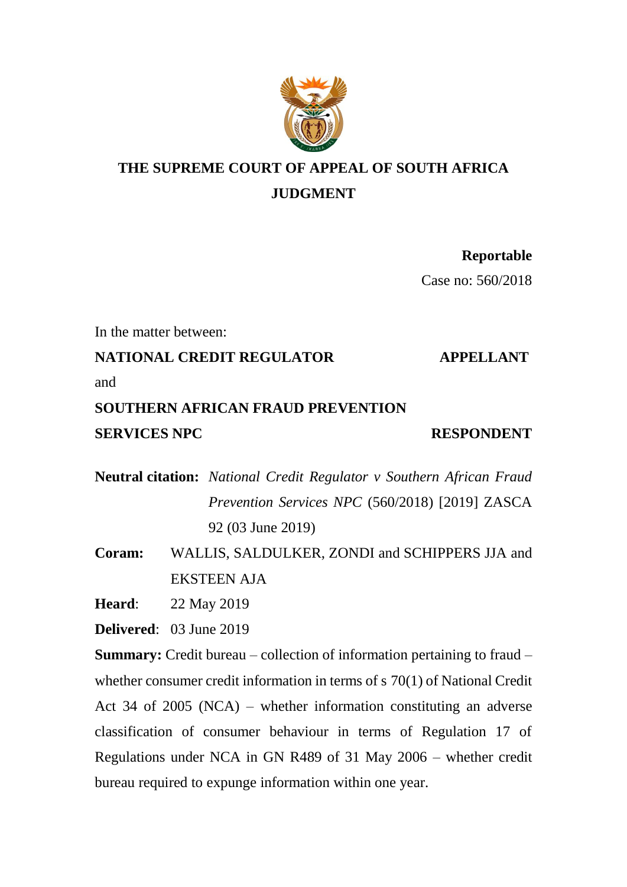# THE SUPREME COURT OF APPEAL OF SOUTH AFRICA
## JUDGMENT

**Reportable**

Case no: 560/2018

In the matter between:

**NATIONAL CREDIT REGULATOR** **APPELLANT**

and

**SOUTHERN AFRICAN FRAUD PREVENTION SERVICES NPC** **RESPONDENT**

**Neutral citation:** *National Credit Regulator v Southern African Fraud Prevention Services NPC* (560/2018) [2019] ZASCA 92 (03 June 2019)

**Coram:** WALLIS, SALDULKER, ZONDI and SCHIPPERS JJA and EKSTEEN AJA

**Heard**: 22 May 2019

**Delivered**: 03 June 2019

**Summary:** Credit bureau – collection of information pertaining to fraud – whether consumer credit information in terms of s 70(1) of National Credit Act 34 of 2005 (NCA) – whether information constituting an adverse classification of consumer behaviour in terms of Regulation 17 of Regulations under NCA in GN R489 of 31 May 2006 – whether credit bureau required to expunge information within one year.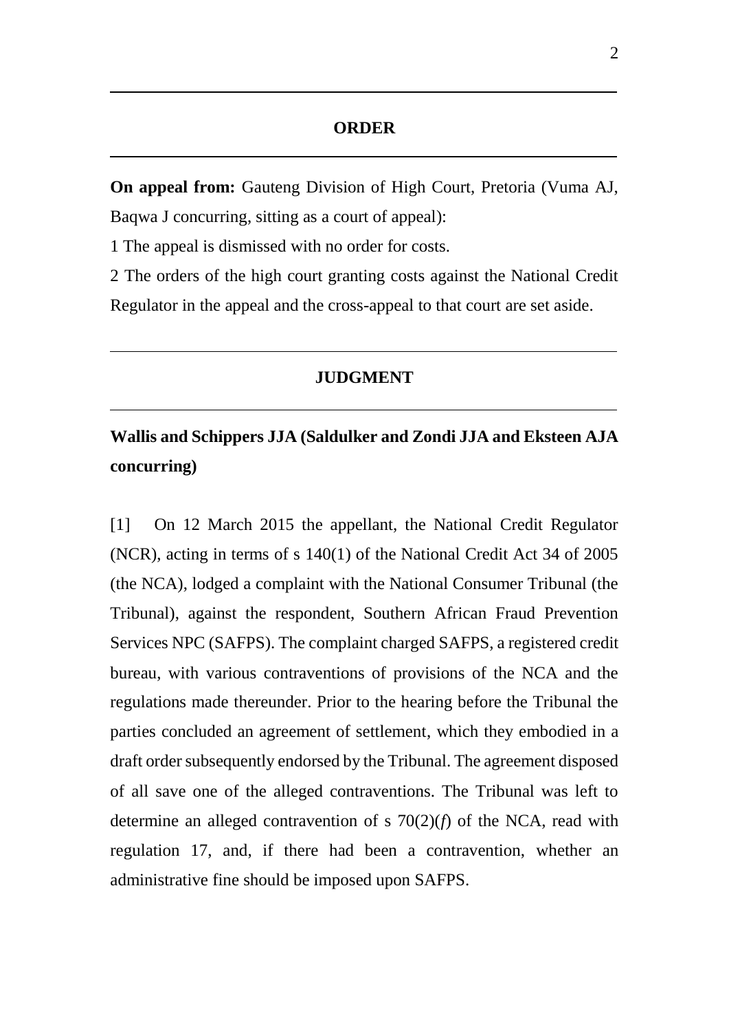## ORDER

**On appeal from:** Gauteng Division of High Court, Pretoria (Vuma AJ, Baqwa J concurring, sitting as a court of appeal):

1 The appeal is dismissed with no order for costs.

2 The orders of the high court granting costs against the National Credit Regulator in the appeal and the cross-appeal to that court are set aside.

## JUDGMENT

**Wallis and Schippers JJA (Saldulker and Zondi JJA and Eksteen AJA concurring)**

[1] On 12 March 2015 the appellant, the National Credit Regulator (NCR), acting in terms of s 140(1) of the National Credit Act 34 of 2005 (the NCA), lodged a complaint with the National Consumer Tribunal (the Tribunal), against the respondent, Southern African Fraud Prevention Services NPC (SAFPS). The complaint charged SAFPS, a registered credit bureau, with various contraventions of provisions of the NCA and the regulations made thereunder. Prior to the hearing before the Tribunal the parties concluded an agreement of settlement, which they embodied in a draft order subsequently endorsed by the Tribunal. The agreement disposed of all save one of the alleged contraventions. The Tribunal was left to determine an alleged contravention of s 70(2)(*f*) of the NCA, read with regulation 17, and, if there had been a contravention, whether an administrative fine should be imposed upon SAFPS.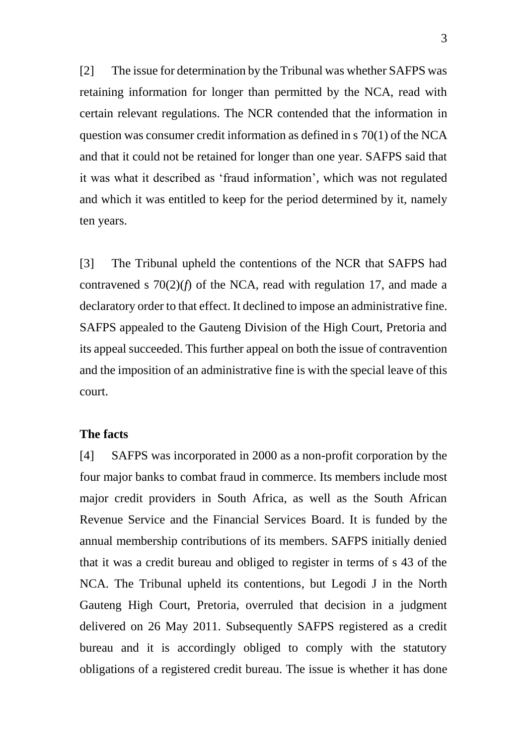[2] The issue for determination by the Tribunal was whether SAFPS was retaining information for longer than permitted by the NCA, read with certain relevant regulations. The NCR contended that the information in question was consumer credit information as defined in s 70(1) of the NCA and that it could not be retained for longer than one year. SAFPS said that it was what it described as 'fraud information', which was not regulated and which it was entitled to keep for the period determined by it, namely ten years.

[3] The Tribunal upheld the contentions of the NCR that SAFPS had contravened s 70(2)(*f*) of the NCA, read with regulation 17, and made a declaratory order to that effect. It declined to impose an administrative fine. SAFPS appealed to the Gauteng Division of the High Court, Pretoria and its appeal succeeded. This further appeal on both the issue of contravention and the imposition of an administrative fine is with the special leave of this court.

**The facts**

[4] SAFPS was incorporated in 2000 as a non-profit corporation by the four major banks to combat fraud in commerce. Its members include most major credit providers in South Africa, as well as the South African Revenue Service and the Financial Services Board. It is funded by the annual membership contributions of its members. SAFPS initially denied that it was a credit bureau and obliged to register in terms of s 43 of the NCA. The Tribunal upheld its contentions, but Legodi J in the North Gauteng High Court, Pretoria, overruled that decision in a judgment delivered on 26 May 2011. Subsequently SAFPS registered as a credit bureau and it is accordingly obliged to comply with the statutory obligations of a registered credit bureau. The issue is whether it has done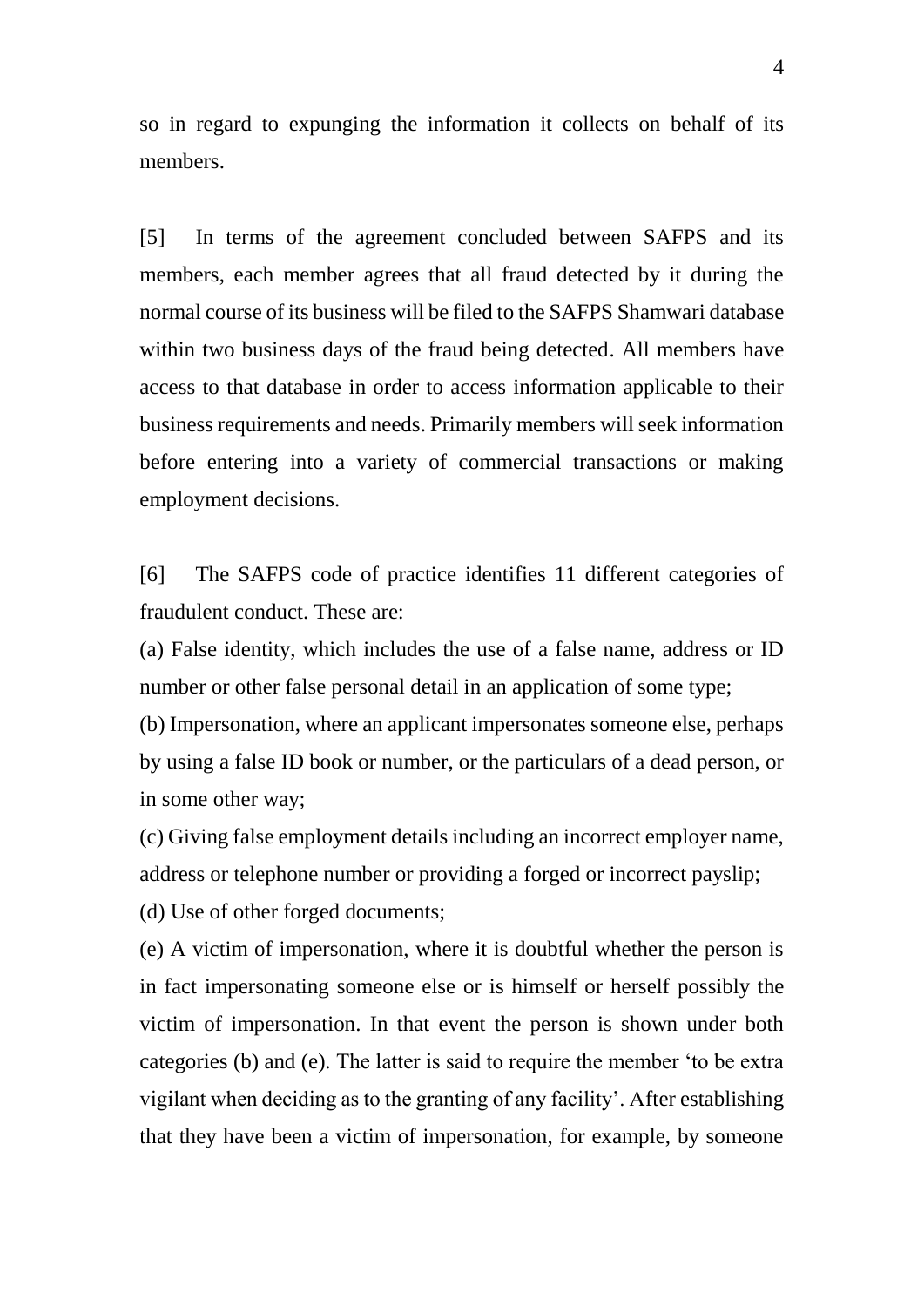so in regard to expunging the information it collects on behalf of its members.

[5] In terms of the agreement concluded between SAFPS and its members, each member agrees that all fraud detected by it during the normal course of its business will be filed to the SAFPS Shamwari database within two business days of the fraud being detected. All members have access to that database in order to access information applicable to their business requirements and needs. Primarily members will seek information before entering into a variety of commercial transactions or making employment decisions.

[6] The SAFPS code of practice identifies 11 different categories of fraudulent conduct. These are:

(a) False identity, which includes the use of a false name, address or ID number or other false personal detail in an application of some type;

(b) Impersonation, where an applicant impersonates someone else, perhaps by using a false ID book or number, or the particulars of a dead person, or in some other way;

(c) Giving false employment details including an incorrect employer name, address or telephone number or providing a forged or incorrect payslip;

(d) Use of other forged documents;

(e) A victim of impersonation, where it is doubtful whether the person is in fact impersonating someone else or is himself or herself possibly the victim of impersonation. In that event the person is shown under both categories (b) and (e). The latter is said to require the member 'to be extra vigilant when deciding as to the granting of any facility'. After establishing that they have been a victim of impersonation, for example, by someone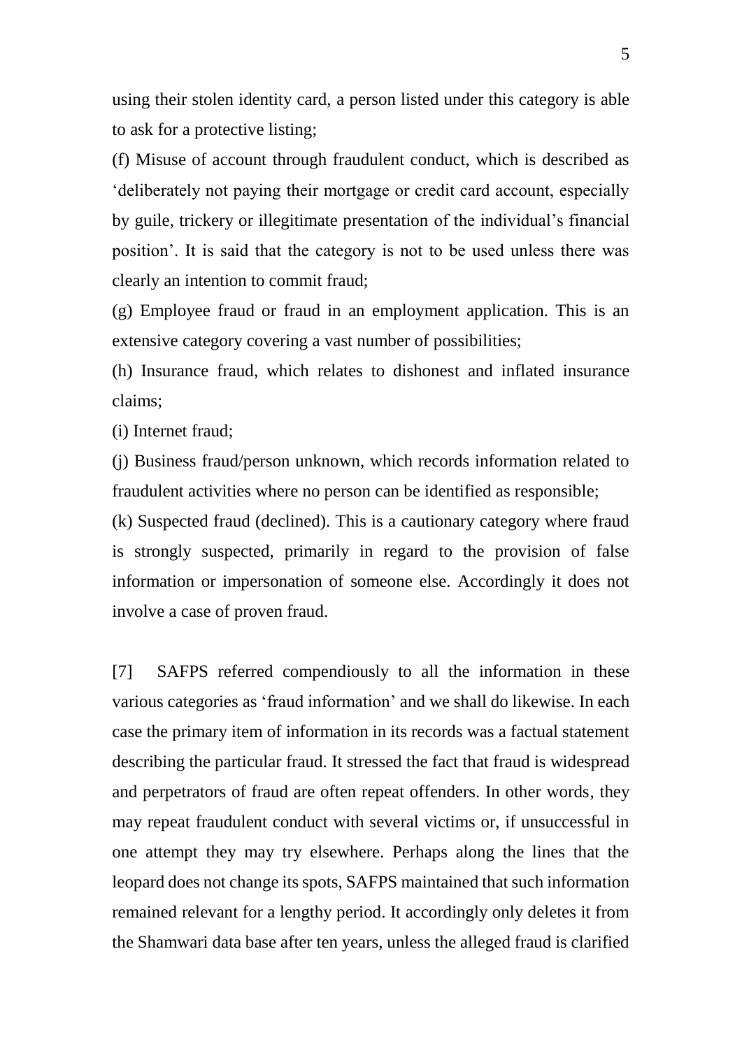using their stolen identity card, a person listed under this category is able to ask for a protective listing;

(f) Misuse of account through fraudulent conduct, which is described as 'deliberately not paying their mortgage or credit card account, especially by guile, trickery or illegitimate presentation of the individual's financial position'. It is said that the category is not to be used unless there was clearly an intention to commit fraud;

(g) Employee fraud or fraud in an employment application. This is an extensive category covering a vast number of possibilities;

(h) Insurance fraud, which relates to dishonest and inflated insurance claims;

(i) Internet fraud;

(j) Business fraud/person unknown, which records information related to fraudulent activities where no person can be identified as responsible;

(k) Suspected fraud (declined). This is a cautionary category where fraud is strongly suspected, primarily in regard to the provision of false information or impersonation of someone else. Accordingly it does not involve a case of proven fraud.

[7] SAFPS referred compendiously to all the information in these various categories as 'fraud information' and we shall do likewise. In each case the primary item of information in its records was a factual statement describing the particular fraud. It stressed the fact that fraud is widespread and perpetrators of fraud are often repeat offenders. In other words, they may repeat fraudulent conduct with several victims or, if unsuccessful in one attempt they may try elsewhere. Perhaps along the lines that the leopard does not change its spots, SAFPS maintained that such information remained relevant for a lengthy period. It accordingly only deletes it from the Shamwari data base after ten years, unless the alleged fraud is clarified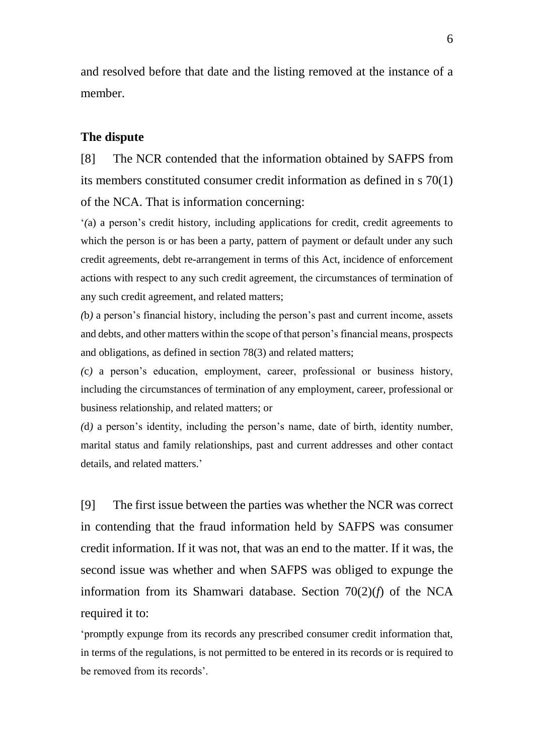and resolved before that date and the listing removed at the instance of a member.

**The dispute**

[8] The NCR contended that the information obtained by SAFPS from its members constituted consumer credit information as defined in s 70(1) of the NCA. That is information concerning:

'*(*a) a person's credit history, including applications for credit, credit agreements to which the person is or has been a party, pattern of payment or default under any such credit agreements, debt re-arrangement in terms of this Act, incidence of enforcement actions with respect to any such credit agreement, the circumstances of termination of any such credit agreement, and related matters;

*(*b*)* a person's financial history, including the person's past and current income, assets and debts, and other matters within the scope of that person's financial means, prospects and obligations, as defined in section 78(3) and related matters;

*(*c*)* a person's education, employment, career, professional or business history, including the circumstances of termination of any employment, career, professional or business relationship, and related matters; or

*(*d*)* a person's identity, including the person's name, date of birth, identity number, marital status and family relationships, past and current addresses and other contact details, and related matters.'

[9] The first issue between the parties was whether the NCR was correct in contending that the fraud information held by SAFPS was consumer credit information. If it was not, that was an end to the matter. If it was, the second issue was whether and when SAFPS was obliged to expunge the information from its Shamwari database. Section 70(2)(*f*) of the NCA required it to:

'promptly expunge from its records any prescribed consumer credit information that, in terms of the regulations, is not permitted to be entered in its records or is required to be removed from its records'.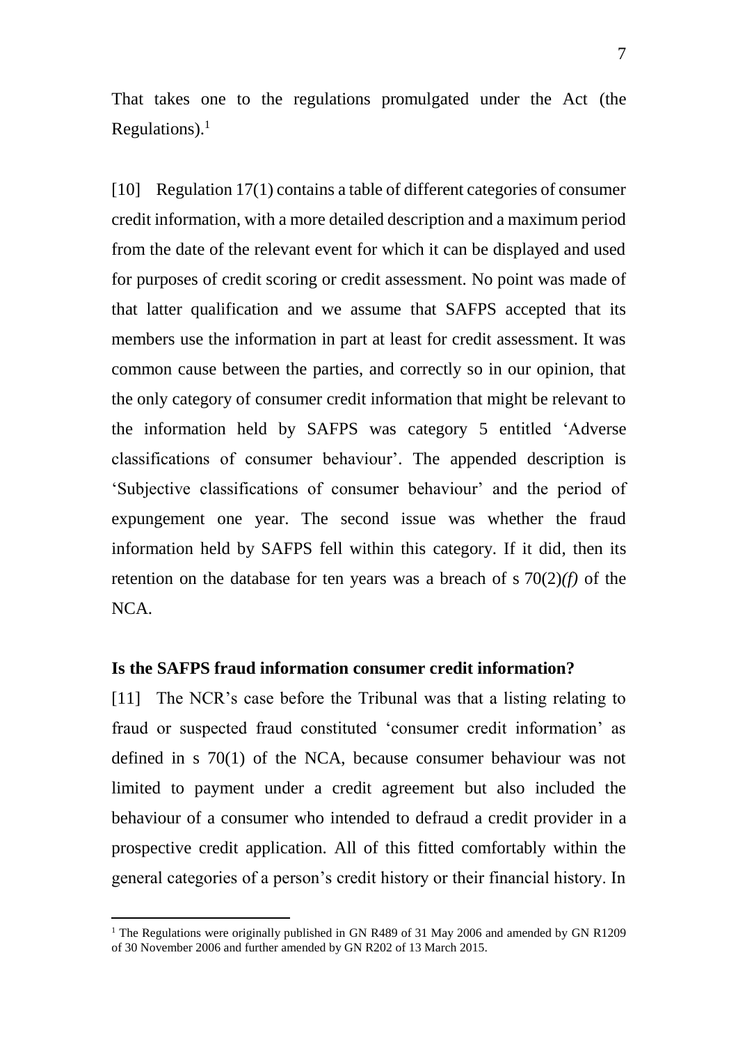That takes one to the regulations promulgated under the Act (the Regulations).[1]

[10] Regulation 17(1) contains a table of different categories of consumer credit information, with a more detailed description and a maximum period from the date of the relevant event for which it can be displayed and used for purposes of credit scoring or credit assessment. No point was made of that latter qualification and we assume that SAFPS accepted that its members use the information in part at least for credit assessment. It was common cause between the parties, and correctly so in our opinion, that the only category of consumer credit information that might be relevant to the information held by SAFPS was category 5 entitled 'Adverse classifications of consumer behaviour'. The appended description is 'Subjective classifications of consumer behaviour' and the period of expungement one year. The second issue was whether the fraud information held by SAFPS fell within this category. If it did, then its retention on the database for ten years was a breach of s 70(2)*(f)* of the NCA.

**Is the SAFPS fraud information consumer credit information?**

[11] The NCR's case before the Tribunal was that a listing relating to fraud or suspected fraud constituted 'consumer credit information' as defined in s 70(1) of the NCA, because consumer behaviour was not limited to payment under a credit agreement but also included the behaviour of a consumer who intended to defraud a credit provider in a prospective credit application. All of this fitted comfortably within the general categories of a person's credit history or their financial history. In

---

[1] The Regulations were originally published in GN R489 of 31 May 2006 and amended by GN R1209 of 30 November 2006 and further amended by GN R202 of 13 March 2015.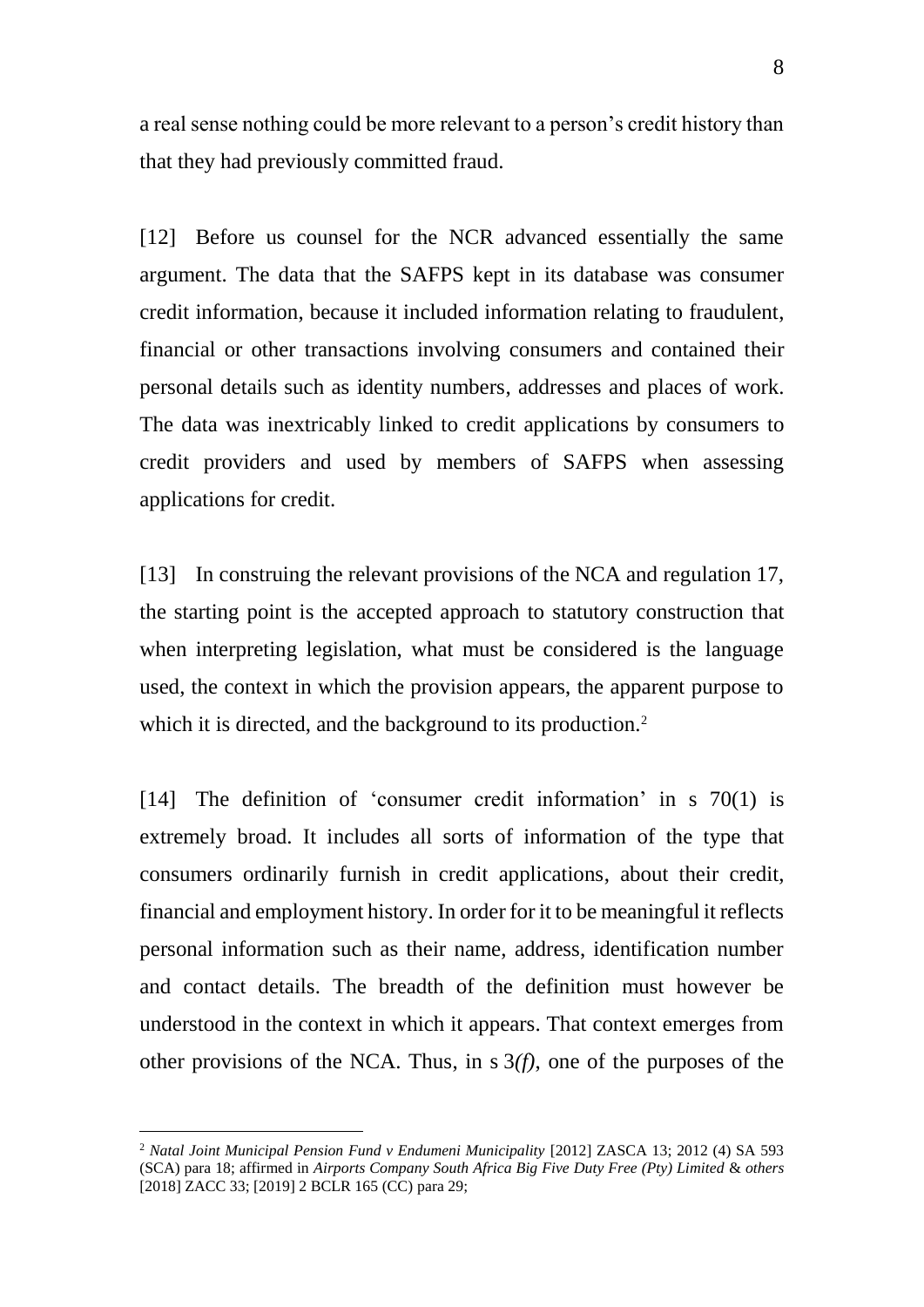a real sense nothing could be more relevant to a person's credit history than that they had previously committed fraud.

[12] Before us counsel for the NCR advanced essentially the same argument. The data that the SAFPS kept in its database was consumer credit information, because it included information relating to fraudulent, financial or other transactions involving consumers and contained their personal details such as identity numbers, addresses and places of work. The data was inextricably linked to credit applications by consumers to credit providers and used by members of SAFPS when assessing applications for credit.

[13] In construing the relevant provisions of the NCA and regulation 17, the starting point is the accepted approach to statutory construction that when interpreting legislation, what must be considered is the language used, the context in which the provision appears, the apparent purpose to which it is directed, and the background to its production.[2]

[14] The definition of 'consumer credit information' in s 70(1) is extremely broad. It includes all sorts of information of the type that consumers ordinarily furnish in credit applications, about their credit, financial and employment history. In order for it to be meaningful it reflects personal information such as their name, address, identification number and contact details. The breadth of the definition must however be understood in the context in which it appears. That context emerges from other provisions of the NCA. Thus, in s 3*(f)*, one of the purposes of the

---

[2] *Natal Joint Municipal Pension Fund v Endumeni Municipality* [2012] ZASCA 13; 2012 (4) SA 593 (SCA) para 18; affirmed in *Airports Company South Africa Big Five Duty Free (Pty) Limited* & *others* [2018] ZACC 33; [2019] 2 BCLR 165 (CC) para 29;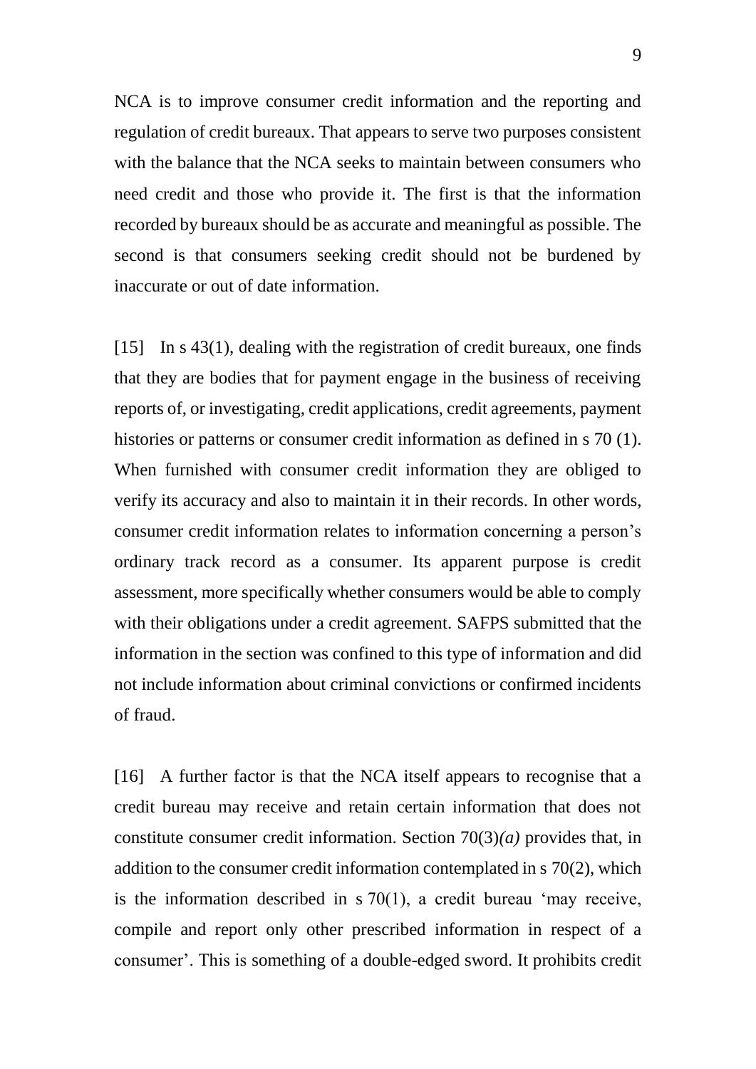NCA is to improve consumer credit information and the reporting and regulation of credit bureaux. That appears to serve two purposes consistent with the balance that the NCA seeks to maintain between consumers who need credit and those who provide it. The first is that the information recorded by bureaux should be as accurate and meaningful as possible. The second is that consumers seeking credit should not be burdened by inaccurate or out of date information.

[15] In s 43(1), dealing with the registration of credit bureaux, one finds that they are bodies that for payment engage in the business of receiving reports of, or investigating, credit applications, credit agreements, payment histories or patterns or consumer credit information as defined in s 70 (1). When furnished with consumer credit information they are obliged to verify its accuracy and also to maintain it in their records. In other words, consumer credit information relates to information concerning a person's ordinary track record as a consumer. Its apparent purpose is credit assessment, more specifically whether consumers would be able to comply with their obligations under a credit agreement. SAFPS submitted that the information in the section was confined to this type of information and did not include information about criminal convictions or confirmed incidents of fraud.

[16] A further factor is that the NCA itself appears to recognise that a credit bureau may receive and retain certain information that does not constitute consumer credit information. Section 70(3)*(a)* provides that, in addition to the consumer credit information contemplated in s 70(2), which is the information described in s 70(1), a credit bureau 'may receive, compile and report only other prescribed information in respect of a consumer'. This is something of a double-edged sword. It prohibits credit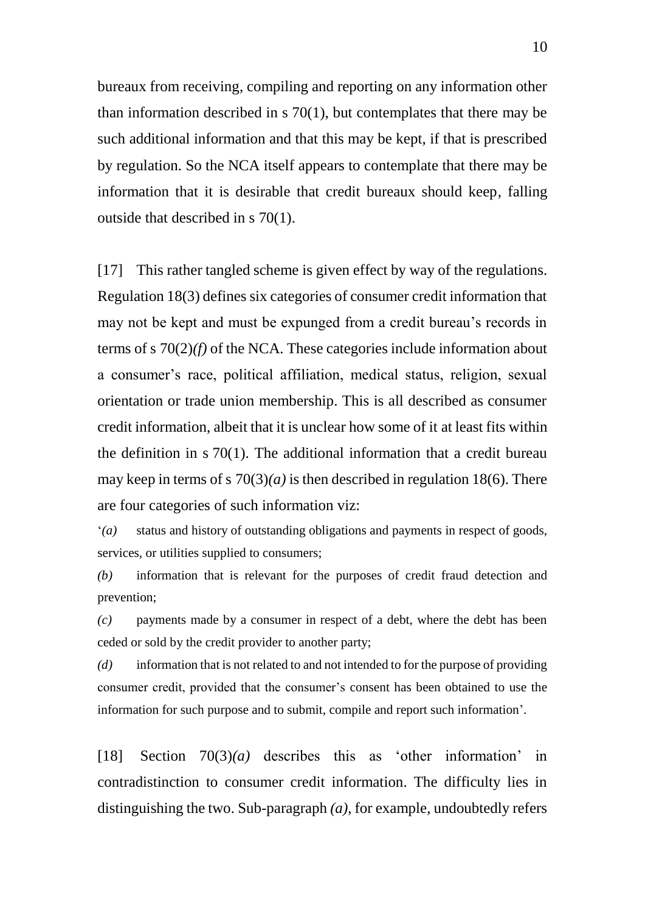bureaux from receiving, compiling and reporting on any information other than information described in s 70(1), but contemplates that there may be such additional information and that this may be kept, if that is prescribed by regulation. So the NCA itself appears to contemplate that there may be information that it is desirable that credit bureaux should keep, falling outside that described in s 70(1).

[17] This rather tangled scheme is given effect by way of the regulations. Regulation 18(3) defines six categories of consumer credit information that may not be kept and must be expunged from a credit bureau's records in terms of s 70(2)*(f)* of the NCA. These categories include information about a consumer's race, political affiliation, medical status, religion, sexual orientation or trade union membership. This is all described as consumer credit information, albeit that it is unclear how some of it at least fits within the definition in s 70(1). The additional information that a credit bureau may keep in terms of s 70(3)*(a)* is then described in regulation 18(6). There are four categories of such information viz:

'*(a)* status and history of outstanding obligations and payments in respect of goods, services, or utilities supplied to consumers;

*(b)* information that is relevant for the purposes of credit fraud detection and prevention;

*(c)* payments made by a consumer in respect of a debt, where the debt has been ceded or sold by the credit provider to another party;

*(d)* information that is not related to and not intended to for the purpose of providing consumer credit, provided that the consumer's consent has been obtained to use the information for such purpose and to submit, compile and report such information'.

[18] Section 70(3)*(a)* describes this as 'other information' in contradistinction to consumer credit information. The difficulty lies in distinguishing the two. Sub-paragraph *(a)*, for example, undoubtedly refers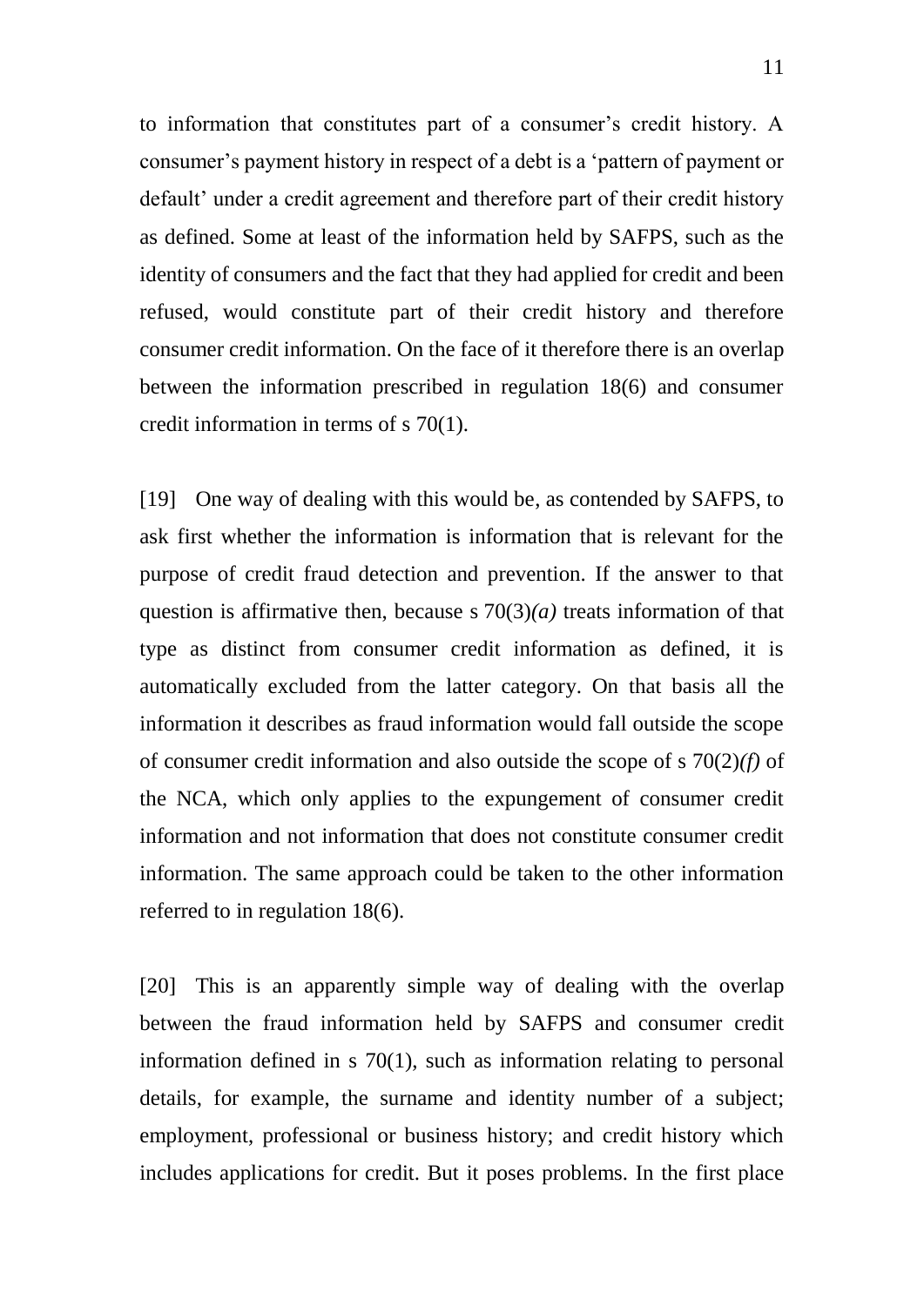to information that constitutes part of a consumer's credit history. A consumer's payment history in respect of a debt is a 'pattern of payment or default' under a credit agreement and therefore part of their credit history as defined. Some at least of the information held by SAFPS, such as the identity of consumers and the fact that they had applied for credit and been refused, would constitute part of their credit history and therefore consumer credit information. On the face of it therefore there is an overlap between the information prescribed in regulation 18(6) and consumer credit information in terms of s 70(1).

[19] One way of dealing with this would be, as contended by SAFPS, to ask first whether the information is information that is relevant for the purpose of credit fraud detection and prevention. If the answer to that question is affirmative then, because s 70(3)*(a)* treats information of that type as distinct from consumer credit information as defined, it is automatically excluded from the latter category. On that basis all the information it describes as fraud information would fall outside the scope of consumer credit information and also outside the scope of s 70(2)*(f)* of the NCA, which only applies to the expungement of consumer credit information and not information that does not constitute consumer credit information. The same approach could be taken to the other information referred to in regulation 18(6).

[20] This is an apparently simple way of dealing with the overlap between the fraud information held by SAFPS and consumer credit information defined in s 70(1), such as information relating to personal details, for example, the surname and identity number of a subject; employment, professional or business history; and credit history which includes applications for credit. But it poses problems. In the first place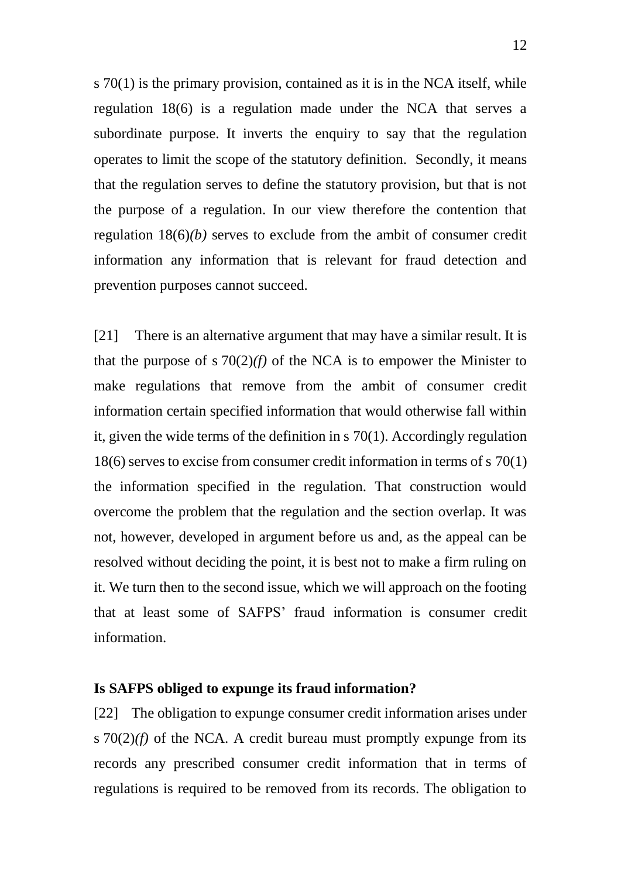s 70(1) is the primary provision, contained as it is in the NCA itself, while regulation 18(6) is a regulation made under the NCA that serves a subordinate purpose. It inverts the enquiry to say that the regulation operates to limit the scope of the statutory definition. Secondly, it means that the regulation serves to define the statutory provision, but that is not the purpose of a regulation. In our view therefore the contention that regulation 18(6)*(b)* serves to exclude from the ambit of consumer credit information any information that is relevant for fraud detection and prevention purposes cannot succeed.

[21] There is an alternative argument that may have a similar result. It is that the purpose of s 70(2)*(f)* of the NCA is to empower the Minister to make regulations that remove from the ambit of consumer credit information certain specified information that would otherwise fall within it, given the wide terms of the definition in s 70(1). Accordingly regulation 18(6) serves to excise from consumer credit information in terms of s 70(1) the information specified in the regulation. That construction would overcome the problem that the regulation and the section overlap. It was not, however, developed in argument before us and, as the appeal can be resolved without deciding the point, it is best not to make a firm ruling on it. We turn then to the second issue, which we will approach on the footing that at least some of SAFPS' fraud information is consumer credit information.

**Is SAFPS obliged to expunge its fraud information?**

[22] The obligation to expunge consumer credit information arises under s 70(2)*(f)* of the NCA. A credit bureau must promptly expunge from its records any prescribed consumer credit information that in terms of regulations is required to be removed from its records. The obligation to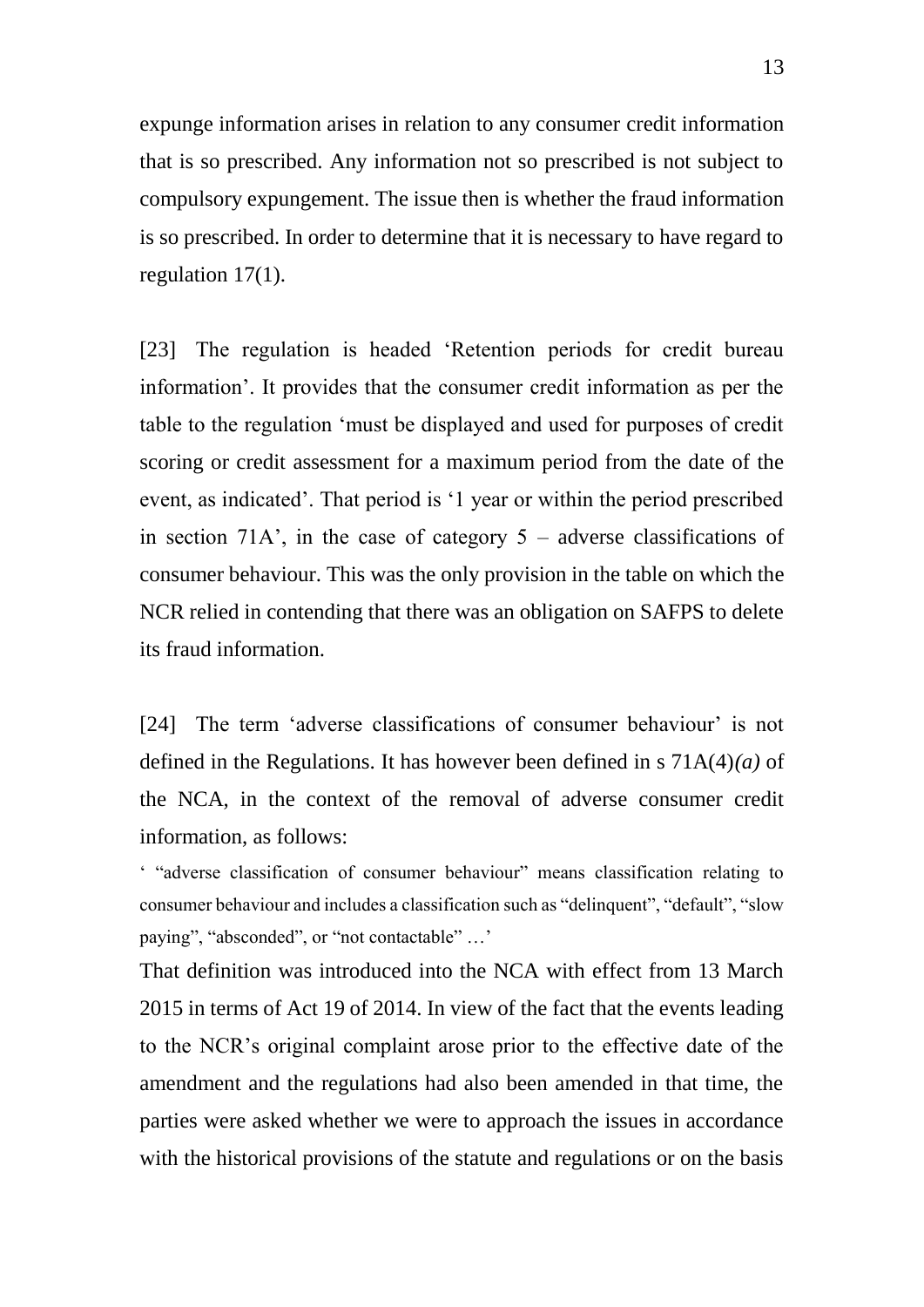expunge information arises in relation to any consumer credit information that is so prescribed. Any information not so prescribed is not subject to compulsory expungement. The issue then is whether the fraud information is so prescribed. In order to determine that it is necessary to have regard to regulation 17(1).

[23] The regulation is headed 'Retention periods for credit bureau information'. It provides that the consumer credit information as per the table to the regulation 'must be displayed and used for purposes of credit scoring or credit assessment for a maximum period from the date of the event, as indicated'. That period is '1 year or within the period prescribed in section 71A', in the case of category 5 – adverse classifications of consumer behaviour. This was the only provision in the table on which the NCR relied in contending that there was an obligation on SAFPS to delete its fraud information.

[24] The term 'adverse classifications of consumer behaviour' is not defined in the Regulations. It has however been defined in s 71A(4)*(a)* of the NCA, in the context of the removal of adverse consumer credit information, as follows:

> ' "adverse classification of consumer behaviour" means classification relating to consumer behaviour and includes a classification such as "delinquent", "default", "slow paying", "absconded", or "not contactable" …'

That definition was introduced into the NCA with effect from 13 March 2015 in terms of Act 19 of 2014. In view of the fact that the events leading to the NCR's original complaint arose prior to the effective date of the amendment and the regulations had also been amended in that time, the parties were asked whether we were to approach the issues in accordance with the historical provisions of the statute and regulations or on the basis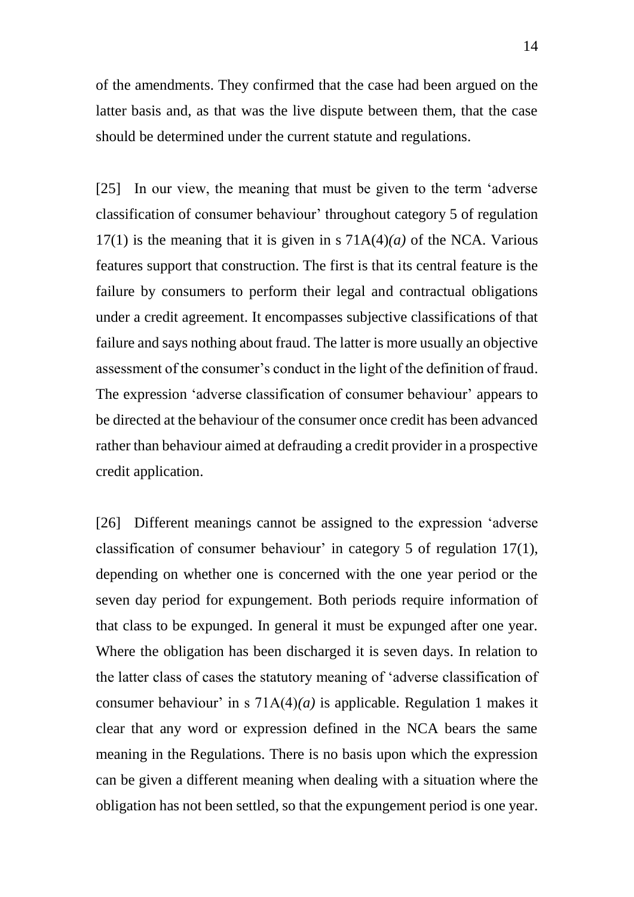of the amendments. They confirmed that the case had been argued on the latter basis and, as that was the live dispute between them, that the case should be determined under the current statute and regulations.

[25] In our view, the meaning that must be given to the term 'adverse classification of consumer behaviour' throughout category 5 of regulation 17(1) is the meaning that it is given in s 71A(4)*(a)* of the NCA. Various features support that construction. The first is that its central feature is the failure by consumers to perform their legal and contractual obligations under a credit agreement. It encompasses subjective classifications of that failure and says nothing about fraud. The latter is more usually an objective assessment of the consumer's conduct in the light of the definition of fraud. The expression 'adverse classification of consumer behaviour' appears to be directed at the behaviour of the consumer once credit has been advanced rather than behaviour aimed at defrauding a credit provider in a prospective credit application.

[26] Different meanings cannot be assigned to the expression 'adverse classification of consumer behaviour' in category 5 of regulation 17(1), depending on whether one is concerned with the one year period or the seven day period for expungement. Both periods require information of that class to be expunged. In general it must be expunged after one year. Where the obligation has been discharged it is seven days. In relation to the latter class of cases the statutory meaning of 'adverse classification of consumer behaviour' in s 71A(4)*(a)* is applicable. Regulation 1 makes it clear that any word or expression defined in the NCA bears the same meaning in the Regulations. There is no basis upon which the expression can be given a different meaning when dealing with a situation where the obligation has not been settled, so that the expungement period is one year.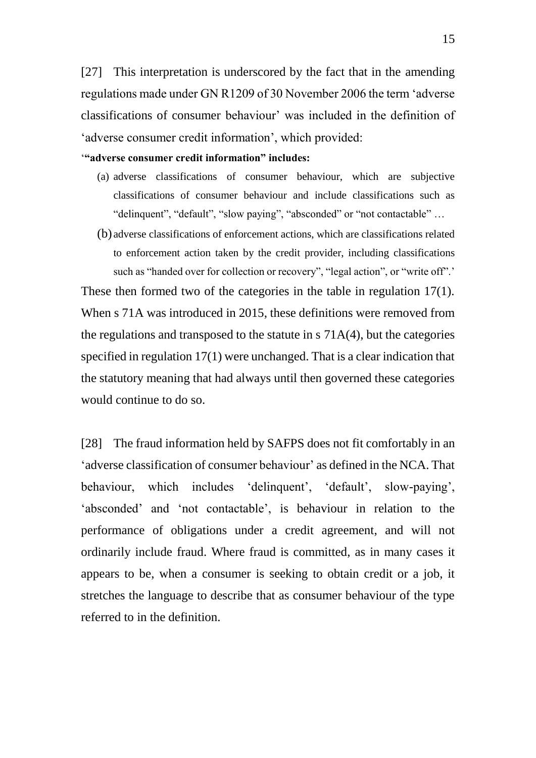[27] This interpretation is underscored by the fact that in the amending regulations made under GN R1209 of 30 November 2006 the term 'adverse classifications of consumer behaviour' was included in the definition of 'adverse consumer credit information', which provided:

> '**"adverse consumer credit information" includes:**
>
> (a) adverse classifications of consumer behaviour, which are subjective classifications of consumer behaviour and include classifications such as "delinquent", "default", "slow paying", "absconded" or "not contactable" …
>
> (b) adverse classifications of enforcement actions, which are classifications related to enforcement action taken by the credit provider, including classifications such as "handed over for collection or recovery", "legal action", or "write off".'

These then formed two of the categories in the table in regulation 17(1). When s 71A was introduced in 2015, these definitions were removed from the regulations and transposed to the statute in s 71A(4), but the categories specified in regulation 17(1) were unchanged. That is a clear indication that the statutory meaning that had always until then governed these categories would continue to do so.

[28] The fraud information held by SAFPS does not fit comfortably in an 'adverse classification of consumer behaviour' as defined in the NCA. That behaviour, which includes 'delinquent', 'default', slow-paying', 'absconded' and 'not contactable', is behaviour in relation to the performance of obligations under a credit agreement, and will not ordinarily include fraud. Where fraud is committed, as in many cases it appears to be, when a consumer is seeking to obtain credit or a job, it stretches the language to describe that as consumer behaviour of the type referred to in the definition.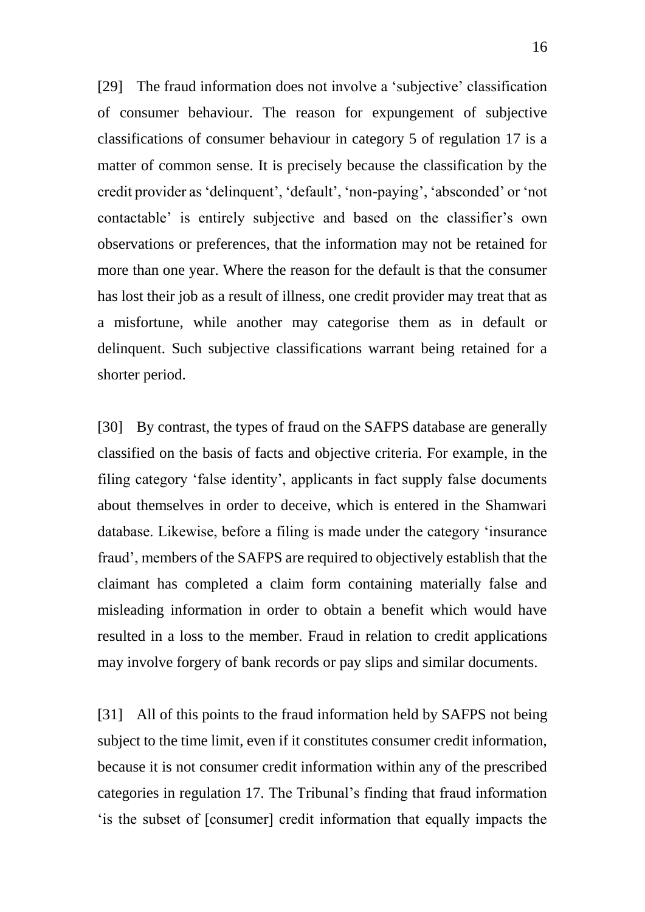[29] The fraud information does not involve a 'subjective' classification of consumer behaviour. The reason for expungement of subjective classifications of consumer behaviour in category 5 of regulation 17 is a matter of common sense. It is precisely because the classification by the credit provider as 'delinquent', 'default', 'non-paying', 'absconded' or 'not contactable' is entirely subjective and based on the classifier's own observations or preferences, that the information may not be retained for more than one year. Where the reason for the default is that the consumer has lost their job as a result of illness, one credit provider may treat that as a misfortune, while another may categorise them as in default or delinquent. Such subjective classifications warrant being retained for a shorter period.

[30] By contrast, the types of fraud on the SAFPS database are generally classified on the basis of facts and objective criteria. For example, in the filing category 'false identity', applicants in fact supply false documents about themselves in order to deceive, which is entered in the Shamwari database. Likewise, before a filing is made under the category 'insurance fraud', members of the SAFPS are required to objectively establish that the claimant has completed a claim form containing materially false and misleading information in order to obtain a benefit which would have resulted in a loss to the member. Fraud in relation to credit applications may involve forgery of bank records or pay slips and similar documents.

[31] All of this points to the fraud information held by SAFPS not being subject to the time limit, even if it constitutes consumer credit information, because it is not consumer credit information within any of the prescribed categories in regulation 17. The Tribunal's finding that fraud information 'is the subset of [consumer] credit information that equally impacts the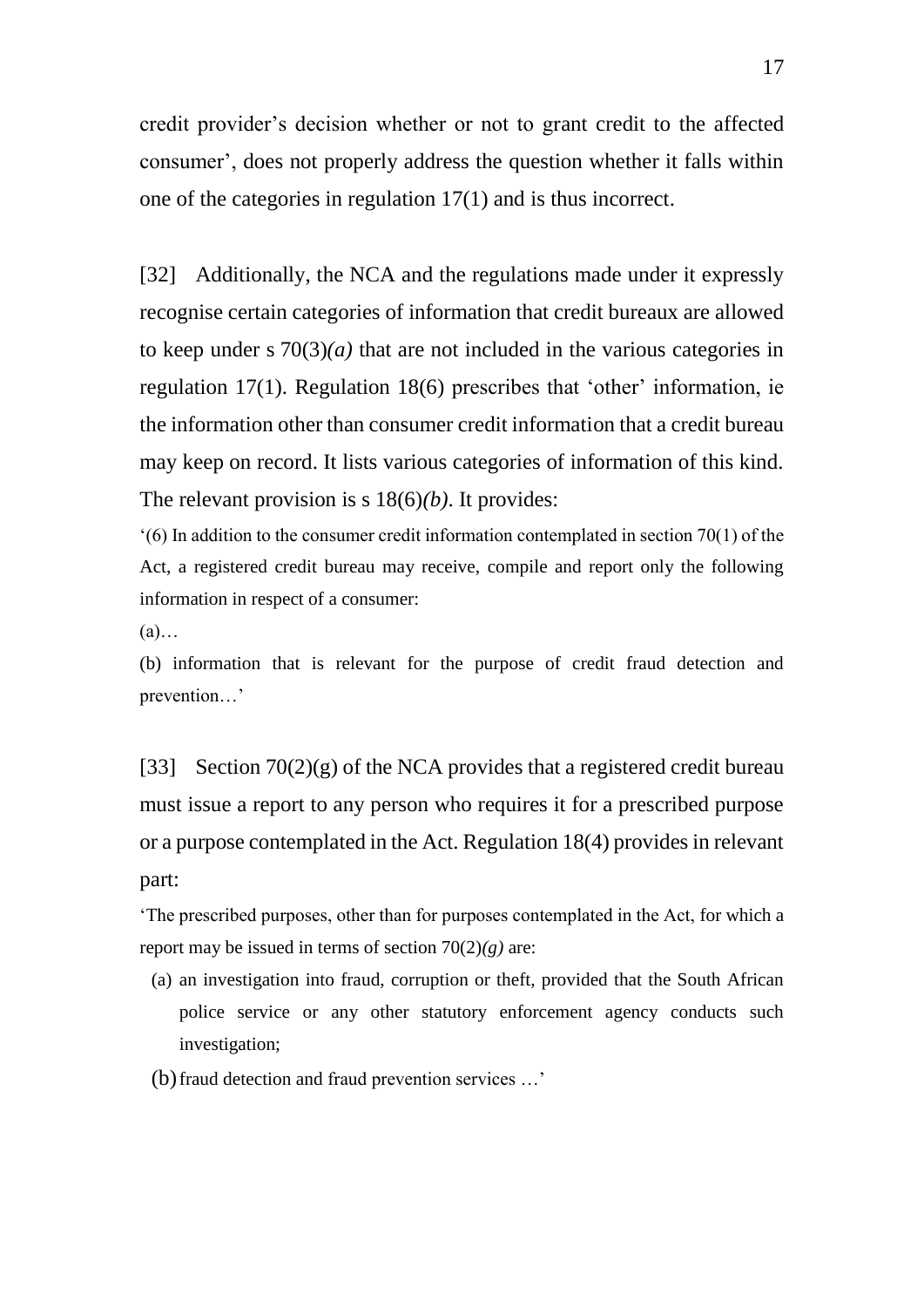credit provider's decision whether or not to grant credit to the affected consumer', does not properly address the question whether it falls within one of the categories in regulation 17(1) and is thus incorrect.

[32] Additionally, the NCA and the regulations made under it expressly recognise certain categories of information that credit bureaux are allowed to keep under s 70(3)*(a)* that are not included in the various categories in regulation 17(1). Regulation 18(6) prescribes that 'other' information, ie the information other than consumer credit information that a credit bureau may keep on record. It lists various categories of information of this kind. The relevant provision is s 18(6)*(b)*. It provides:

'(6) In addition to the consumer credit information contemplated in section 70(1) of the Act, a registered credit bureau may receive, compile and report only the following information in respect of a consumer:

(a)…

(b) information that is relevant for the purpose of credit fraud detection and prevention…'

[33] Section 70(2)(g) of the NCA provides that a registered credit bureau must issue a report to any person who requires it for a prescribed purpose or a purpose contemplated in the Act. Regulation 18(4) provides in relevant part:

'The prescribed purposes, other than for purposes contemplated in the Act, for which a report may be issued in terms of section 70(2)*(g)* are:

(a) an investigation into fraud, corruption or theft, provided that the South African police service or any other statutory enforcement agency conducts such investigation;

(b) fraud detection and fraud prevention services …'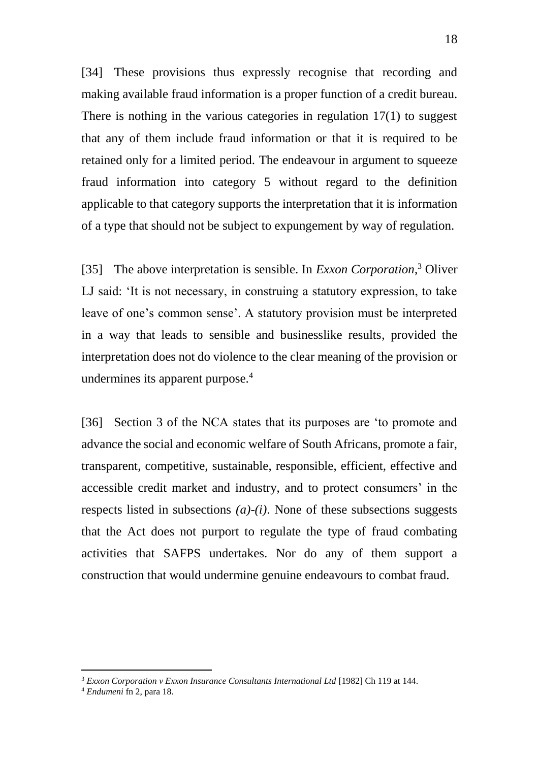[34] These provisions thus expressly recognise that recording and making available fraud information is a proper function of a credit bureau. There is nothing in the various categories in regulation 17(1) to suggest that any of them include fraud information or that it is required to be retained only for a limited period. The endeavour in argument to squeeze fraud information into category 5 without regard to the definition applicable to that category supports the interpretation that it is information of a type that should not be subject to expungement by way of regulation.

[35] The above interpretation is sensible. In *Exxon Corporation*,[3] Oliver LJ said: 'It is not necessary, in construing a statutory expression, to take leave of one's common sense'. A statutory provision must be interpreted in a way that leads to sensible and businesslike results, provided the interpretation does not do violence to the clear meaning of the provision or undermines its apparent purpose.[4]

[36] Section 3 of the NCA states that its purposes are 'to promote and advance the social and economic welfare of South Africans, promote a fair, transparent, competitive, sustainable, responsible, efficient, effective and accessible credit market and industry, and to protect consumers' in the respects listed in subsections *(a)-(i)*. None of these subsections suggests that the Act does not purport to regulate the type of fraud combating activities that SAFPS undertakes. Nor do any of them support a construction that would undermine genuine endeavours to combat fraud.

---

[3] *Exxon Corporation v Exxon Insurance Consultants International Ltd* [1982] Ch 119 at 144.

[4] *Endumeni* fn 2, para 18.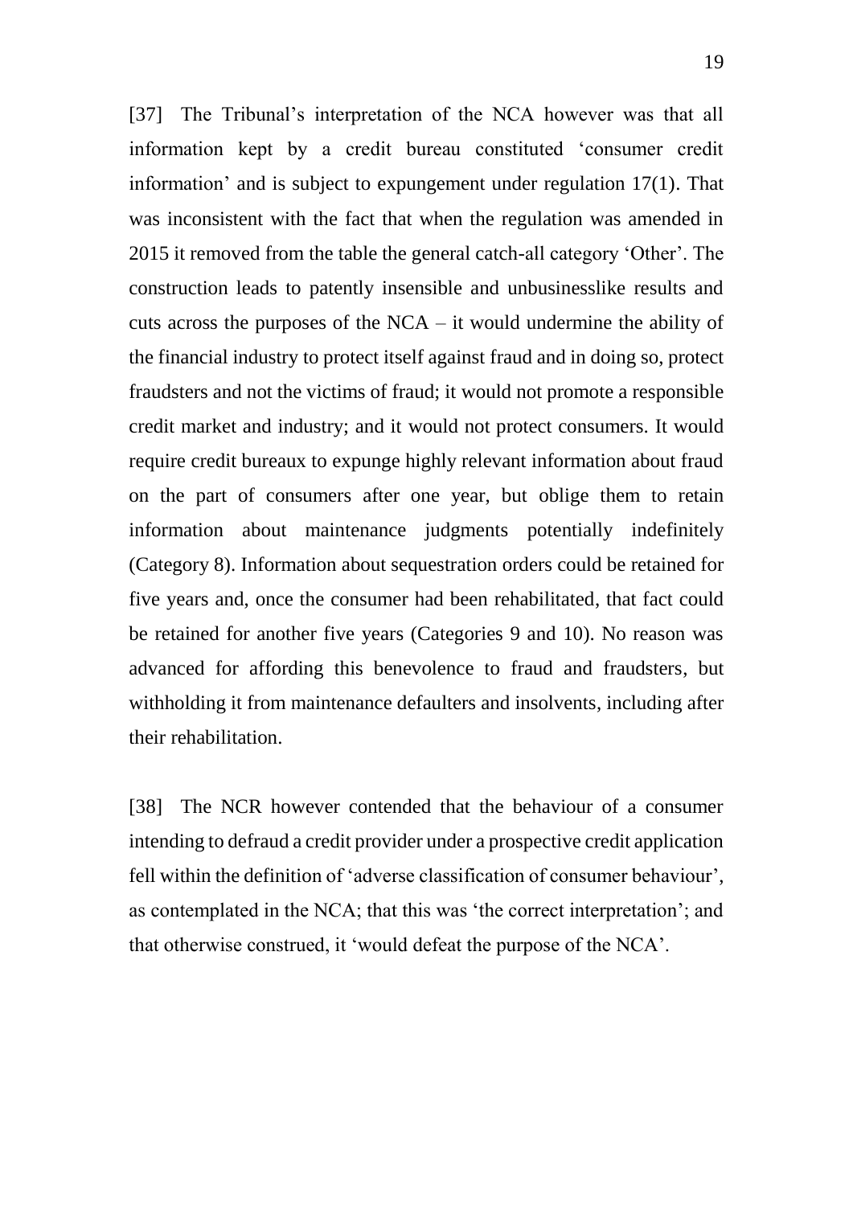[37] The Tribunal's interpretation of the NCA however was that all information kept by a credit bureau constituted 'consumer credit information' and is subject to expungement under regulation 17(1). That was inconsistent with the fact that when the regulation was amended in 2015 it removed from the table the general catch-all category 'Other'. The construction leads to patently insensible and unbusinesslike results and cuts across the purposes of the NCA – it would undermine the ability of the financial industry to protect itself against fraud and in doing so, protect fraudsters and not the victims of fraud; it would not promote a responsible credit market and industry; and it would not protect consumers. It would require credit bureaux to expunge highly relevant information about fraud on the part of consumers after one year, but oblige them to retain information about maintenance judgments potentially indefinitely (Category 8). Information about sequestration orders could be retained for five years and, once the consumer had been rehabilitated, that fact could be retained for another five years (Categories 9 and 10). No reason was advanced for affording this benevolence to fraud and fraudsters, but withholding it from maintenance defaulters and insolvents, including after their rehabilitation.

[38] The NCR however contended that the behaviour of a consumer intending to defraud a credit provider under a prospective credit application fell within the definition of 'adverse classification of consumer behaviour', as contemplated in the NCA; that this was 'the correct interpretation'; and that otherwise construed, it 'would defeat the purpose of the NCA'.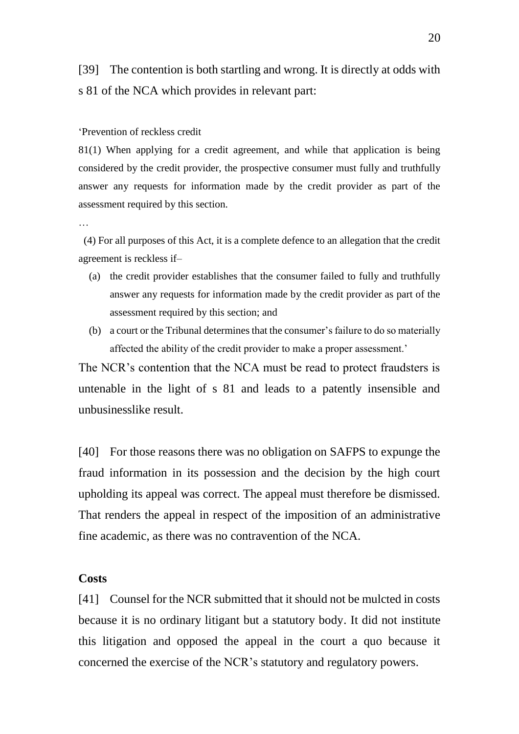[39] The contention is both startling and wrong. It is directly at odds with s 81 of the NCA which provides in relevant part:

> 'Prevention of reckless credit
>
> 81(1) When applying for a credit agreement, and while that application is being considered by the credit provider, the prospective consumer must fully and truthfully answer any requests for information made by the credit provider as part of the assessment required by this section.
>
> …
>
> (4) For all purposes of this Act, it is a complete defence to an allegation that the credit agreement is reckless if–
>
> (a) the credit provider establishes that the consumer failed to fully and truthfully answer any requests for information made by the credit provider as part of the assessment required by this section; and
>
> (b) a court or the Tribunal determines that the consumer's failure to do so materially affected the ability of the credit provider to make a proper assessment.'

The NCR's contention that the NCA must be read to protect fraudsters is untenable in the light of s 81 and leads to a patently insensible and unbusinesslike result.

[40] For those reasons there was no obligation on SAFPS to expunge the fraud information in its possession and the decision by the high court upholding its appeal was correct. The appeal must therefore be dismissed. That renders the appeal in respect of the imposition of an administrative fine academic, as there was no contravention of the NCA.

**Costs**

[41] Counsel for the NCR submitted that it should not be mulcted in costs because it is no ordinary litigant but a statutory body. It did not institute this litigation and opposed the appeal in the court a quo because it concerned the exercise of the NCR's statutory and regulatory powers.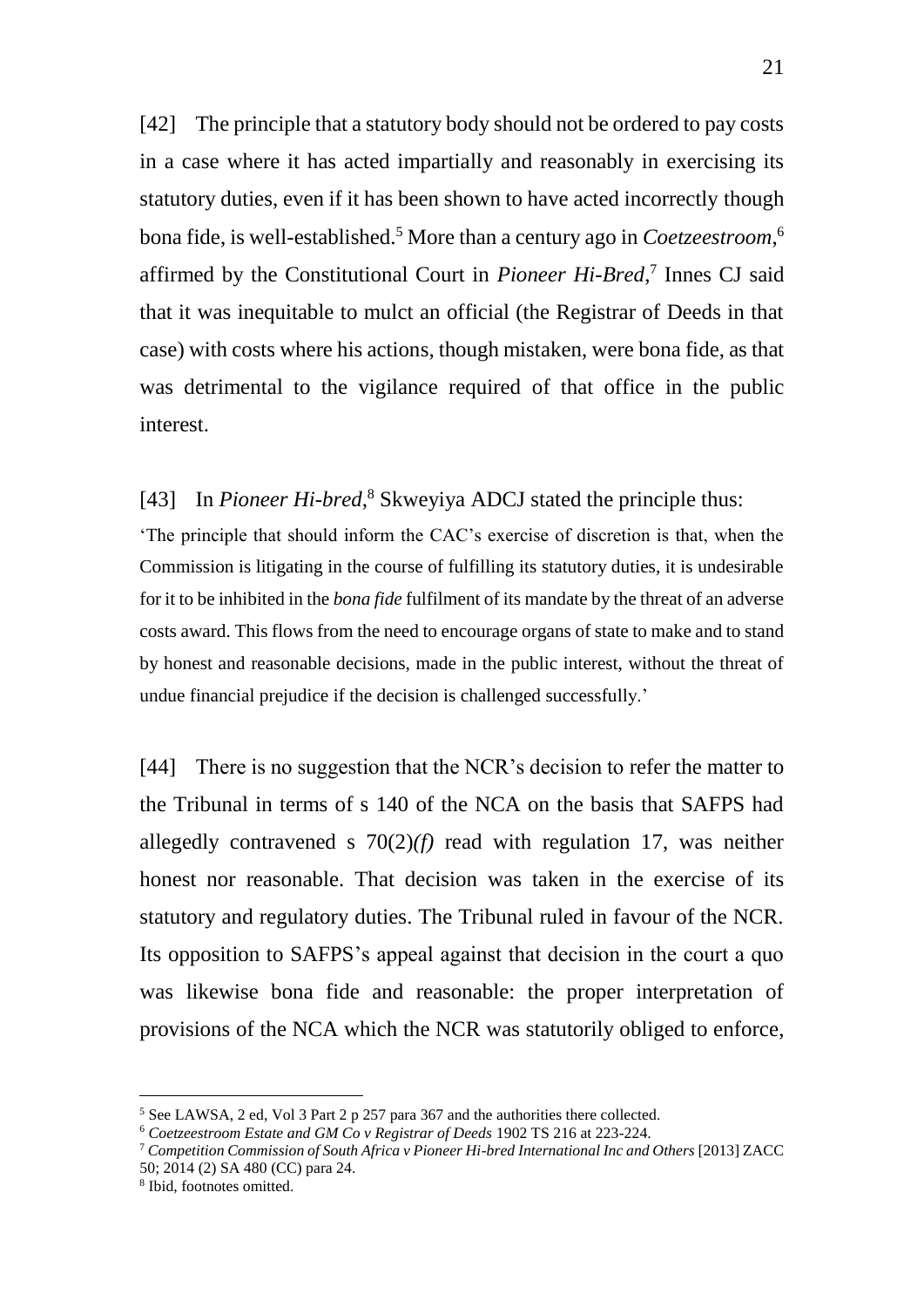[42] The principle that a statutory body should not be ordered to pay costs in a case where it has acted impartially and reasonably in exercising its statutory duties, even if it has been shown to have acted incorrectly though bona fide, is well-established.[5] More than a century ago in *Coetzeestroom*,[6] affirmed by the Constitutional Court in *Pioneer Hi-Bred*,[7] Innes CJ said that it was inequitable to mulct an official (the Registrar of Deeds in that case) with costs where his actions, though mistaken, were bona fide, as that was detrimental to the vigilance required of that office in the public interest.

[43] In *Pioneer Hi-bred*,[8] Skweyiya ADCJ stated the principle thus:

'The principle that should inform the CAC's exercise of discretion is that, when the Commission is litigating in the course of fulfilling its statutory duties, it is undesirable for it to be inhibited in the *bona fide* fulfilment of its mandate by the threat of an adverse costs award. This flows from the need to encourage organs of state to make and to stand by honest and reasonable decisions, made in the public interest, without the threat of undue financial prejudice if the decision is challenged successfully.'

[44] There is no suggestion that the NCR's decision to refer the matter to the Tribunal in terms of s 140 of the NCA on the basis that SAFPS had allegedly contravened s 70(2)*(f)* read with regulation 17, was neither honest nor reasonable. That decision was taken in the exercise of its statutory and regulatory duties. The Tribunal ruled in favour of the NCR. Its opposition to SAFPS's appeal against that decision in the court a quo was likewise bona fide and reasonable: the proper interpretation of provisions of the NCA which the NCR was statutorily obliged to enforce,

---

[5] See LAWSA, 2 ed, Vol 3 Part 2 p 257 para 367 and the authorities there collected.

[6] *Coetzeestroom Estate and GM Co v Registrar of Deeds* 1902 TS 216 at 223-224.

[7] *Competition Commission of South Africa v Pioneer Hi-bred International Inc and Others* [2013] ZACC 50; 2014 (2) SA 480 (CC) para 24.

[8] Ibid, footnotes omitted.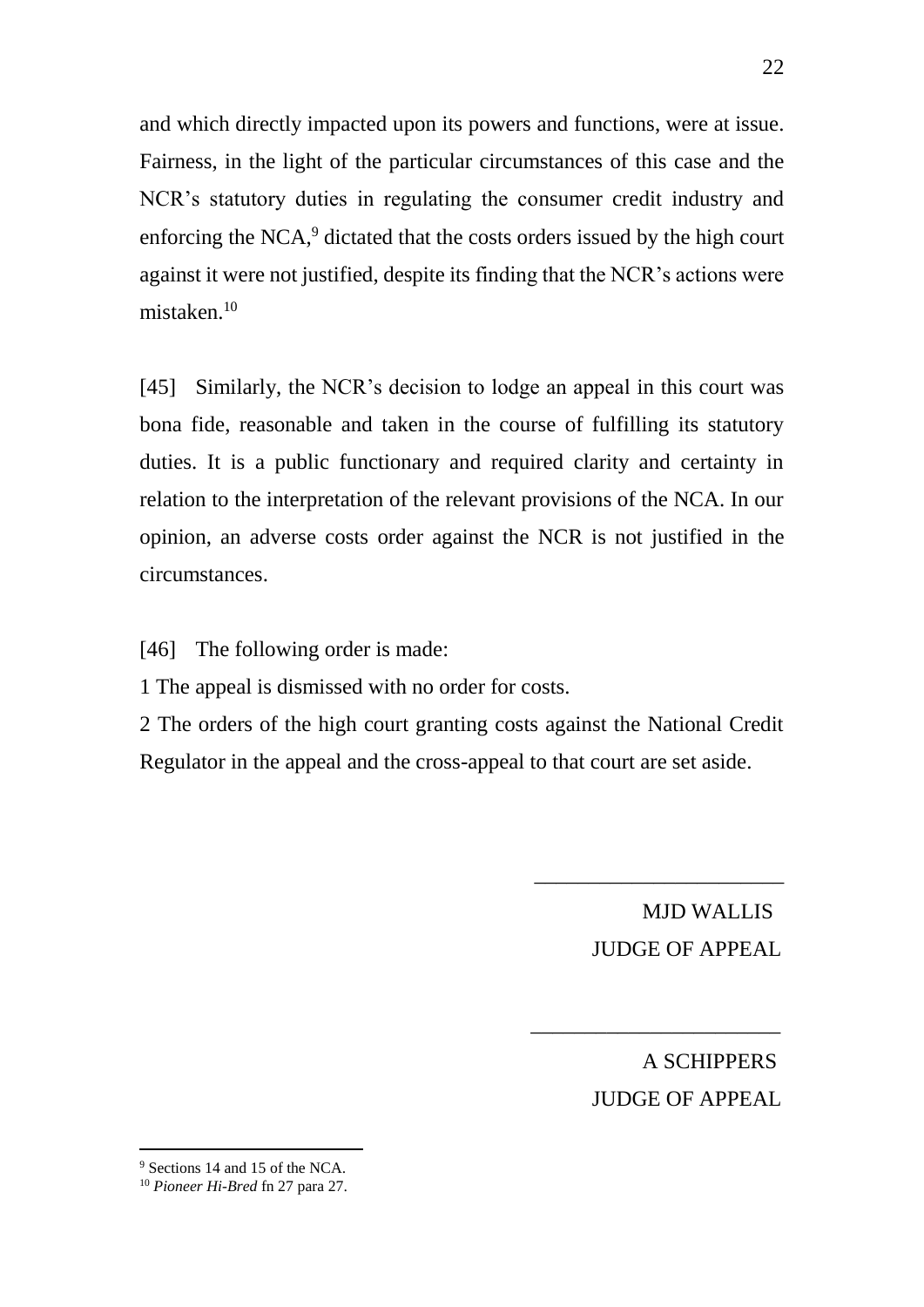and which directly impacted upon its powers and functions, were at issue. Fairness, in the light of the particular circumstances of this case and the NCR's statutory duties in regulating the consumer credit industry and enforcing the NCA,[9] dictated that the costs orders issued by the high court against it were not justified, despite its finding that the NCR's actions were mistaken.[10]

[45] Similarly, the NCR's decision to lodge an appeal in this court was bona fide, reasonable and taken in the course of fulfilling its statutory duties. It is a public functionary and required clarity and certainty in relation to the interpretation of the relevant provisions of the NCA. In our opinion, an adverse costs order against the NCR is not justified in the circumstances.

[46] The following order is made:

1 The appeal is dismissed with no order for costs.

2 The orders of the high court granting costs against the National Credit Regulator in the appeal and the cross-appeal to that court are set aside.

\_\_\_\_\_\_\_\_\_\_\_\_\_\_\_\_\_\_\_\_\_\_\_

MJD WALLIS
JUDGE OF APPEAL

\_\_\_\_\_\_\_\_\_\_\_\_\_\_\_\_\_\_\_\_\_\_\_

A SCHIPPERS
JUDGE OF APPEAL

---

[9] Sections 14 and 15 of the NCA.

[10] *Pioneer Hi-Bred* fn 27 para 27.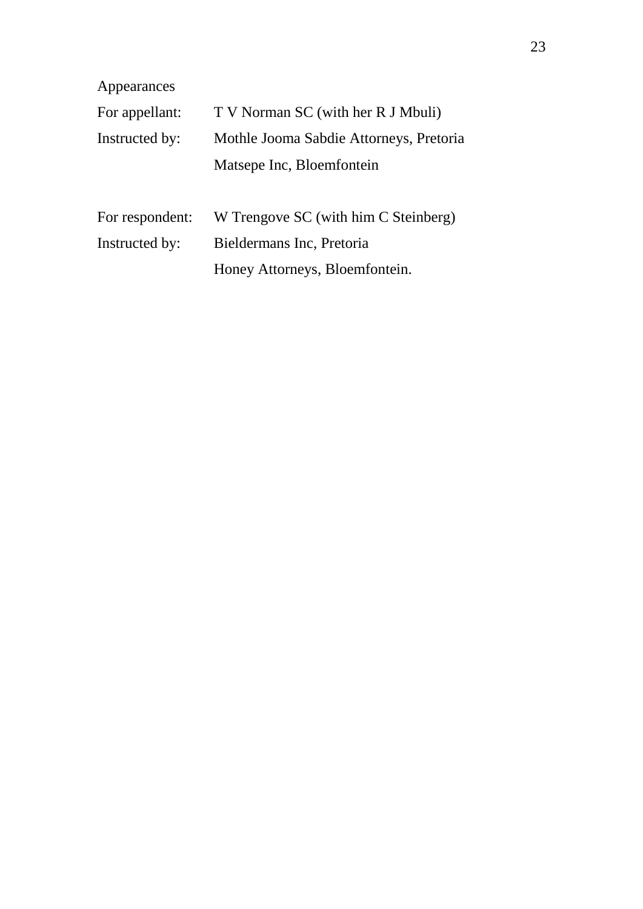Appearances

| | |
|---|---|
| For appellant: | T V Norman SC (with her R J Mbuli) |
| Instructed by: | Mothle Jooma Sabdie Attorneys, Pretoria |
| | Matsepe Inc, Bloemfontein |
| | |
| For respondent: | W Trengove SC (with him C Steinberg) |
| Instructed by: | Bieldermans Inc, Pretoria |
| | Honey Attorneys, Bloemfontein. |